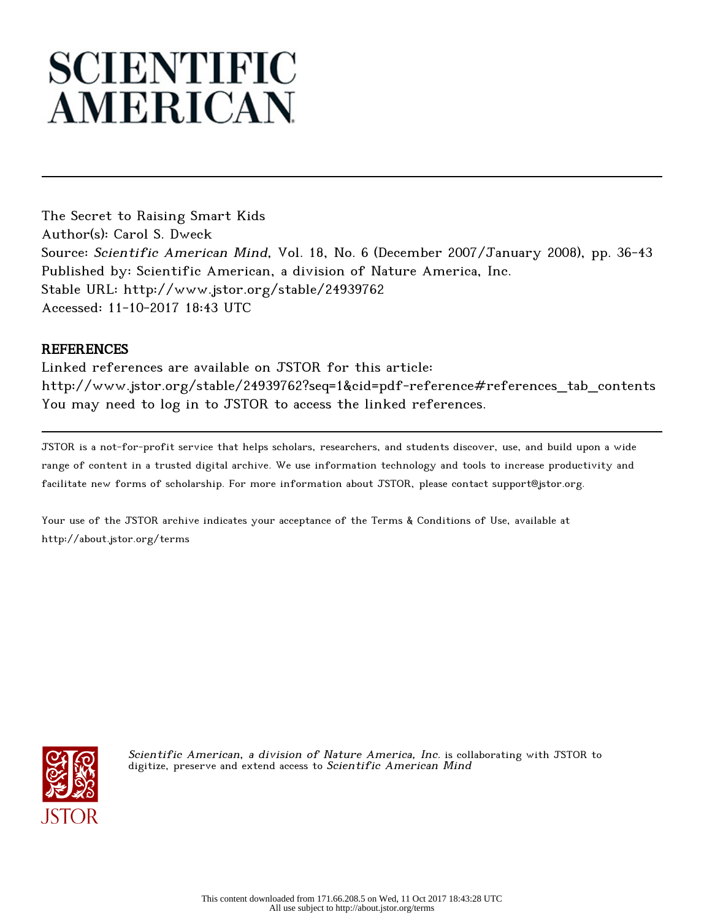# SCIENTIFIC AMERICAN

---

The Secret to Raising Smart Kids
Author(s): Carol S. Dweck
Source: *Scientific American Mind*, Vol. 18, No. 6 (December 2007/January 2008), pp. 36-43
Published by: Scientific American, a division of Nature America, Inc.
Stable URL: http://www.jstor.org/stable/24939762
Accessed: 11-10-2017 18:43 UTC

## REFERENCES

Linked references are available on JSTOR for this article:
http://www.jstor.org/stable/24939762?seq=1&cid=pdf-reference#references_tab_contents
You may need to log in to JSTOR to access the linked references.

---

JSTOR is a not-for-profit service that helps scholars, researchers, and students discover, use, and build upon a wide range of content in a trusted digital archive. We use information technology and tools to increase productivity and facilitate new forms of scholarship. For more information about JSTOR, please contact support@jstor.org.

Your use of the JSTOR archive indicates your acceptance of the Terms & Conditions of Use, available at http://about.jstor.org/terms

*Scientific American, a division of Nature America, Inc.* is collaborating with JSTOR to digitize, preserve and extend access to *Scientific American Mind*

This content downloaded from 171.66.208.5 on Wed, 11 Oct 2017 18:43:28 UTC
All use subject to http://about.jstor.org/terms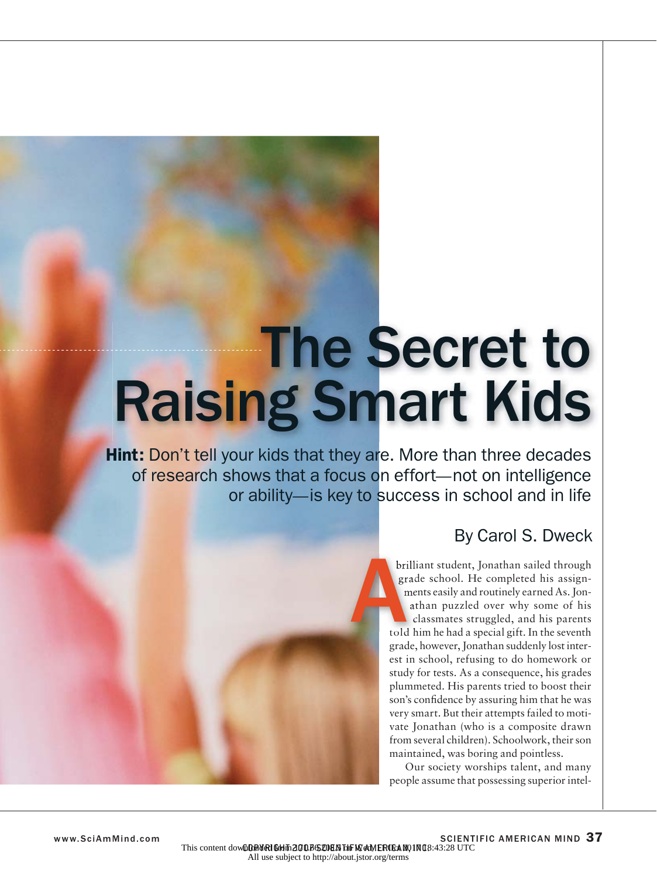# The Secret to Raising Smart Kids

**Hint:** Don't tell your kids that they are. More than three decades of research shows that a focus on effort—not on intelligence or ability—is key to success in school and in life

By Carol S. Dweck

A brilliant student, Jonathan sailed through grade school. He completed his assignments easily and routinely earned As. Jonathan puzzled over why some of his classmates struggled, and his parents told him he had a special gift. In the seventh grade, however, Jonathan suddenly lost interest in school, refusing to do homework or study for tests. As a consequence, his grades plummeted. His parents tried to boost their son's confidence by assuring him that he was very smart. But their attempts failed to motivate Jonathan (who is a composite drawn from several children). Schoolwork, their son maintained, was boring and pointless.

Our society worships talent, and many people assume that possessing superior intel-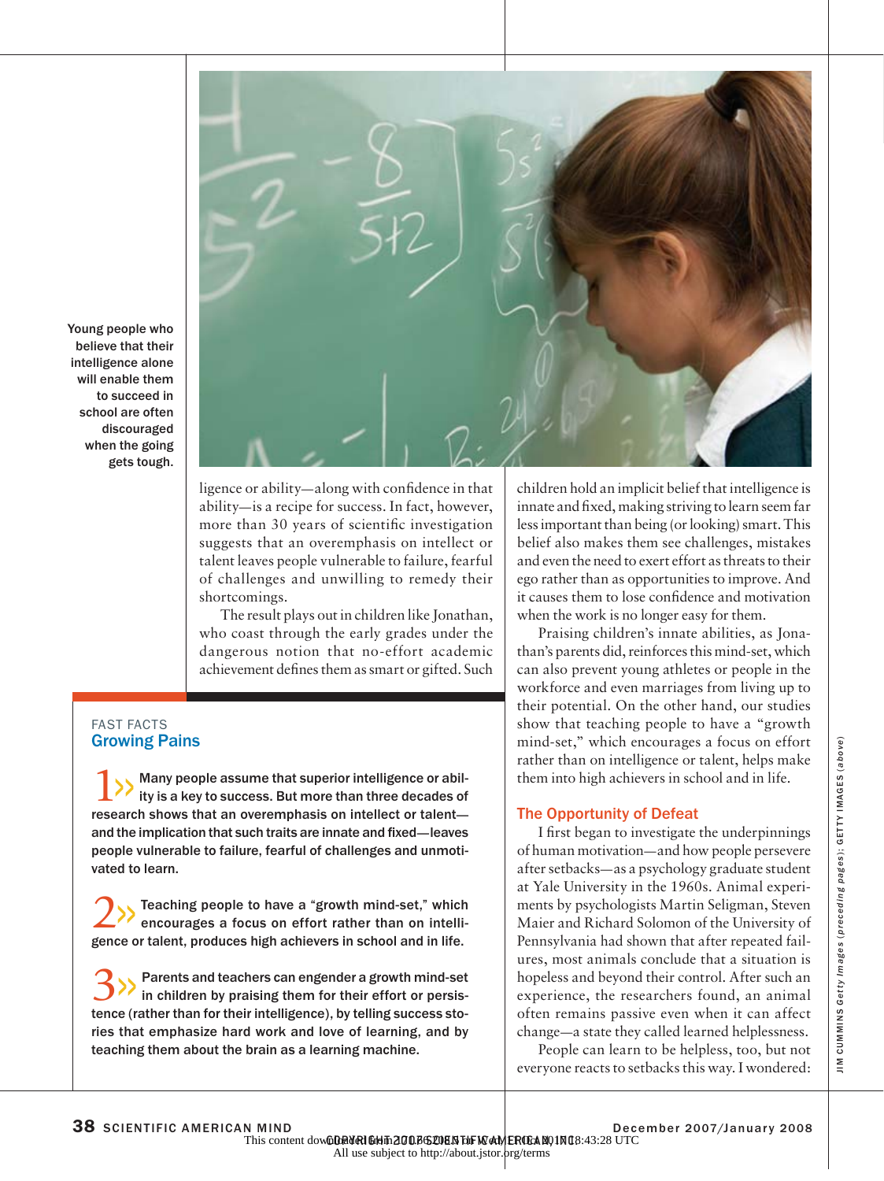Young people who believe that their intelligence alone will enable them to succeed in school are often discouraged when the going gets tough.

ligence or ability—along with confidence in that ability—is a recipe for success. In fact, however, more than 30 years of scientific investigation suggests that an overemphasis on intellect or talent leaves people vulnerable to failure, fearful of challenges and unwilling to remedy their shortcomings.

The result plays out in children like Jonathan, who coast through the early grades under the dangerous notion that no-effort academic achievement defines them as smart or gifted. Such children hold an implicit belief that intelligence is innate and fixed, making striving to learn seem far less important than being (or looking) smart. This belief also makes them see challenges, mistakes and even the need to exert effort as threats to their ego rather than as opportunities to improve. And it causes them to lose confidence and motivation when the work is no longer easy for them.

Praising children's innate abilities, as Jonathan's parents did, reinforces this mind-set, which can also prevent young athletes or people in the workforce and even marriages from living up to their potential. On the other hand, our studies show that teaching people to have a "growth mind-set," which encourages a focus on effort rather than on intelligence or talent, helps make them into high achievers in school and in life.

## The Opportunity of Defeat

I first began to investigate the underpinnings of human motivation—and how people persevere after setbacks—as a psychology graduate student at Yale University in the 1960s. Animal experiments by psychologists Martin Seligman, Steven Maier and Richard Solomon of the University of Pennsylvania had shown that after repeated failures, most animals conclude that a situation is hopeless and beyond their control. After such an experience, the researchers found, an animal often remains passive even when it can affect change—a state they called learned helplessness.

People can learn to be helpless, too, but not everyone reacts to setbacks this way. I wondered:

FAST FACTS

### Growing Pains

1>> Many people assume that superior intelligence or ability is a key to success. But more than three decades of research shows that an overemphasis on intellect or talent—and the implication that such traits are innate and fixed—leaves people vulnerable to failure, fearful of challenges and unmotivated to learn.

2>> Teaching people to have a "growth mind-set," which encourages a focus on effort rather than on intelligence or talent, produces high achievers in school and in life.

3>> Parents and teachers can engender a growth mind-set in children by praising them for their effort or persistence (rather than for their intelligence), by telling success stories that emphasize hard work and love of learning, and by teaching them about the brain as a learning machine.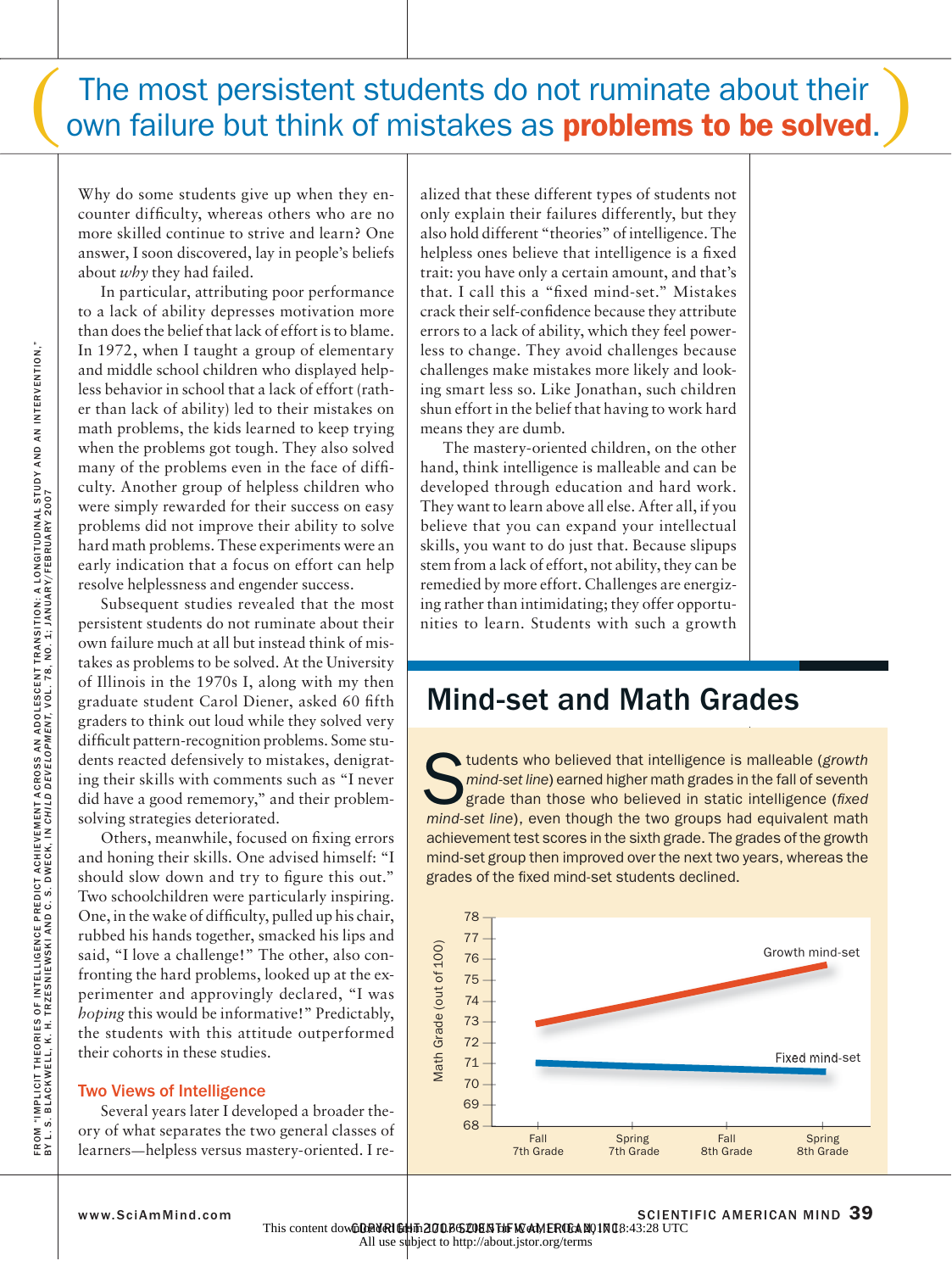> The most persistent students do not ruminate about their own failure but think of mistakes as **problems to be solved**.

Why do some students give up when they encounter difficulty, whereas others who are no more skilled continue to strive and learn? One answer, I soon discovered, lay in people's beliefs about *why* they had failed.

In particular, attributing poor performance to a lack of ability depresses motivation more than does the belief that lack of effort is to blame. In 1972, when I taught a group of elementary and middle school children who displayed helpless behavior in school that a lack of effort (rather than lack of ability) led to their mistakes on math problems, the kids learned to keep trying when the problems got tough. They also solved many of the problems even in the face of difficulty. Another group of helpless children who were simply rewarded for their success on easy problems did not improve their ability to solve hard math problems. These experiments were an early indication that a focus on effort can help resolve helplessness and engender success.

Subsequent studies revealed that the most persistent students do not ruminate about their own failure much at all but instead think of mistakes as problems to be solved. At the University of Illinois in the 1970s I, along with my then graduate student Carol Diener, asked 60 fifth graders to think out loud while they solved very difficult pattern-recognition problems. Some students reacted defensively to mistakes, denigrating their skills with comments such as "I never did have a good rememory," and their problem-solving strategies deteriorated.

Others, meanwhile, focused on fixing errors and honing their skills. One advised himself: "I should slow down and try to figure this out." Two schoolchildren were particularly inspiring. One, in the wake of difficulty, pulled up his chair, rubbed his hands together, smacked his lips and said, "I love a challenge!" The other, also confronting the hard problems, looked up at the experimenter and approvingly declared, "I was *hoping* this would be informative!" Predictably, the students with this attitude outperformed their cohorts in these studies.

## Two Views of Intelligence

Several years later I developed a broader theory of what separates the two general classes of learners—helpless versus mastery-oriented. I realized that these different types of students not only explain their failures differently, but they also hold different "theories" of intelligence. The helpless ones believe that intelligence is a fixed trait: you have only a certain amount, and that's that. I call this a "fixed mind-set." Mistakes crack their self-confidence because they attribute errors to a lack of ability, which they feel powerless to change. They avoid challenges because challenges make mistakes more likely and looking smart less so. Like Jonathan, such children shun effort in the belief that having to work hard means they are dumb.

The mastery-oriented children, on the other hand, think intelligence is malleable and can be developed through education and hard work. They want to learn above all else. After all, if you believe that you can expand your intellectual skills, you want to do just that. Because slipups stem from a lack of effort, not ability, they can be remedied by more effort. Challenges are energizing rather than intimidating; they offer opportunities to learn. Students with such a growth

## Mind-set and Math Grades

Students who believed that intelligence is malleable (*growth mind-set line*) earned higher math grades in the fall of seventh grade than those who believed in static intelligence (*fixed mind-set line*), even though the two groups had equivalent math achievement test scores in the sixth grade. The grades of the growth mind-set group then improved over the next two years, whereas the grades of the fixed mind-set students declined.

FROM "IMPLICIT THEORIES OF INTELLIGENCE PREDICT ACHIEVEMENT ACROSS AN ADOLESCENT TRANSITION: A LONGITUDINAL STUDY AND AN INTERVENTION," BY L. S. BLACKWELL, K. H. TRZESNIEWSKI AND C. S. DWECK, IN *CHILD DEVELOPMENT*, VOL. 78, NO. 1; JANUARY/FEBRUARY 2007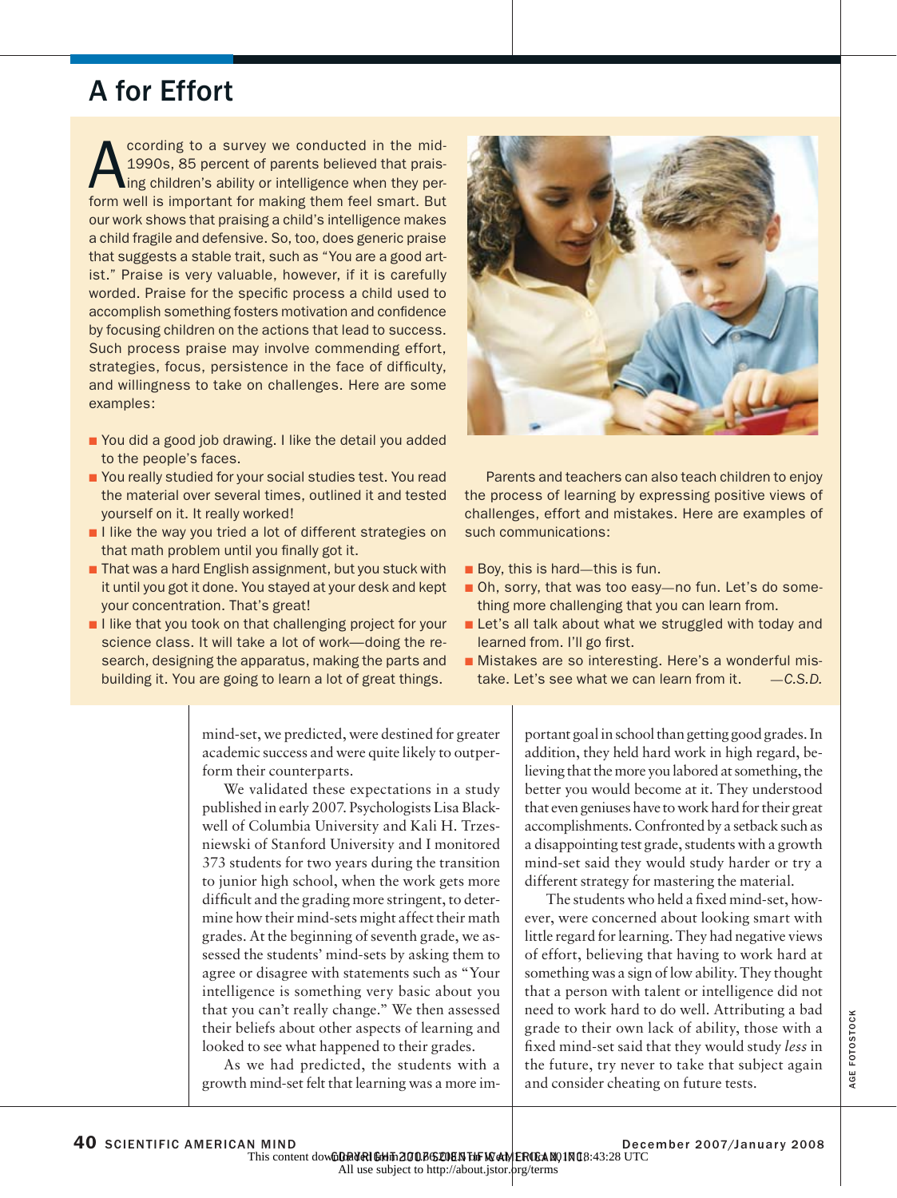## A for Effort

According to a survey we conducted in the mid-1990s, 85 percent of parents believed that praising children's ability or intelligence when they perform well is important for making them feel smart. But our work shows that praising a child's intelligence makes a child fragile and defensive. So, too, does generic praise that suggests a stable trait, such as "You are a good artist." Praise is very valuable, however, if it is carefully worded. Praise for the specific process a child used to accomplish something fosters motivation and confidence by focusing children on the actions that lead to success. Such process praise may involve commending effort, strategies, focus, persistence in the face of difficulty, and willingness to take on challenges. Here are some examples:

- You did a good job drawing. I like the detail you added to the people's faces.
- You really studied for your social studies test. You read the material over several times, outlined it and tested yourself on it. It really worked!
- I like the way you tried a lot of different strategies on that math problem until you finally got it.
- That was a hard English assignment, but you stuck with it until you got it done. You stayed at your desk and kept your concentration. That's great!
- I like that you took on that challenging project for your science class. It will take a lot of work—doing the research, designing the apparatus, making the parts and building it. You are going to learn a lot of great things.

Parents and teachers can also teach children to enjoy the process of learning by expressing positive views of challenges, effort and mistakes. Here are examples of such communications:

- Boy, this is hard—this is fun.
- Oh, sorry, that was too easy—no fun. Let's do something more challenging that you can learn from.
- Let's all talk about what we struggled with today and learned from. I'll go first.
- Mistakes are so interesting. Here's a wonderful mistake. Let's see what we can learn from it. *—C.S.D.*

mind-set, we predicted, were destined for greater academic success and were quite likely to outperform their counterparts.

We validated these expectations in a study published in early 2007. Psychologists Lisa Blackwell of Columbia University and Kali H. Trzesniewski of Stanford University and I monitored 373 students for two years during the transition to junior high school, when the work gets more difficult and the grading more stringent, to determine how their mind-sets might affect their math grades. At the beginning of seventh grade, we assessed the students' mind-sets by asking them to agree or disagree with statements such as "Your intelligence is something very basic about you that you can't really change." We then assessed their beliefs about other aspects of learning and looked to see what happened to their grades.

As we had predicted, the students with a growth mind-set felt that learning was a more important goal in school than getting good grades. In addition, they held hard work in high regard, believing that the more you labored at something, the better you would become at it. They understood that even geniuses have to work hard for their great accomplishments. Confronted by a setback such as a disappointing test grade, students with a growth mind-set said they would study harder or try a different strategy for mastering the material.

The students who held a fixed mind-set, however, were concerned about looking smart with little regard for learning. They had negative views of effort, believing that having to work hard at something was a sign of low ability. They thought that a person with talent or intelligence did not need to work hard to do well. Attributing a bad grade to their own lack of ability, those with a fixed mind-set said that they would study *less* in the future, try never to take that subject again and consider cheating on future tests.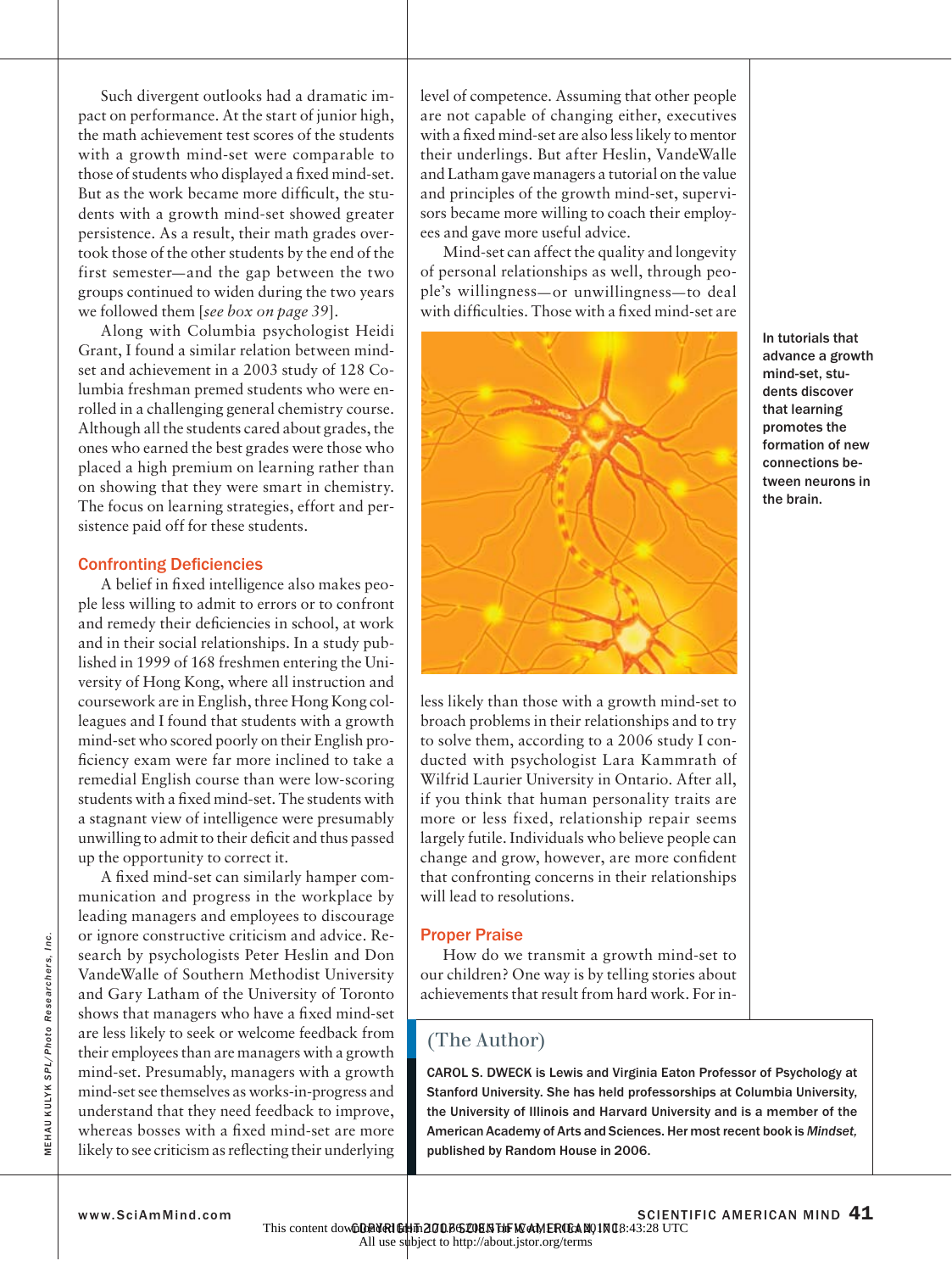Such divergent outlooks had a dramatic impact on performance. At the start of junior high, the math achievement test scores of the students with a growth mind-set were comparable to those of students who displayed a fixed mind-set. But as the work became more difficult, the students with a growth mind-set showed greater persistence. As a result, their math grades overtook those of the other students by the end of the first semester—and the gap between the two groups continued to widen during the two years we followed them [*see box on page 39*].

Along with Columbia psychologist Heidi Grant, I found a similar relation between mind-set and achievement in a 2003 study of 128 Columbia freshman premed students who were enrolled in a challenging general chemistry course. Although all the students cared about grades, the ones who earned the best grades were those who placed a high premium on learning rather than on showing that they were smart in chemistry. The focus on learning strategies, effort and persistence paid off for these students.

## Confronting Deficiencies

A belief in fixed intelligence also makes people less willing to admit to errors or to confront and remedy their deficiencies in school, at work and in their social relationships. In a study published in 1999 of 168 freshmen entering the University of Hong Kong, where all instruction and coursework are in English, three Hong Kong colleagues and I found that students with a growth mind-set who scored poorly on their English proficiency exam were far more inclined to take a remedial English course than were low-scoring students with a fixed mind-set. The students with a stagnant view of intelligence were presumably unwilling to admit to their deficit and thus passed up the opportunity to correct it.

A fixed mind-set can similarly hamper communication and progress in the workplace by leading managers and employees to discourage or ignore constructive criticism and advice. Research by psychologists Peter Heslin and Don VandeWalle of Southern Methodist University and Gary Latham of the University of Toronto shows that managers who have a fixed mind-set are less likely to seek or welcome feedback from their employees than are managers with a growth mind-set. Presumably, managers with a growth mind-set see themselves as works-in-progress and understand that they need feedback to improve, whereas bosses with a fixed mind-set are more likely to see criticism as reflecting their underlying level of competence. Assuming that other people are not capable of changing either, executives with a fixed mind-set are also less likely to mentor their underlings. But after Heslin, VandeWalle and Latham gave managers a tutorial on the value and principles of the growth mind-set, supervisors became more willing to coach their employees and gave more useful advice.

Mind-set can affect the quality and longevity of personal relationships as well, through people's willingness—or unwillingness—to deal with difficulties. Those with a fixed mind-set are less likely than those with a growth mind-set to broach problems in their relationships and to try to solve them, according to a 2006 study I conducted with psychologist Lara Kammrath of Wilfrid Laurier University in Ontario. After all, if you think that human personality traits are more or less fixed, relationship repair seems largely futile. Individuals who believe people can change and grow, however, are more confident that confronting concerns in their relationships will lead to resolutions.

In tutorials that advance a growth mind-set, students discover that learning promotes the formation of new connections between neurons in the brain.

## Proper Praise

How do we transmit a growth mind-set to our children? One way is by telling stories about achievements that result from hard work. For in-

### (The Author)

**CAROL S. DWECK is Lewis and Virginia Eaton Professor of Psychology at Stanford University. She has held professorships at Columbia University, the University of Illinois and Harvard University and is a member of the American Academy of Arts and Sciences. Her most recent book is *Mindset,* published by Random House in 2006.**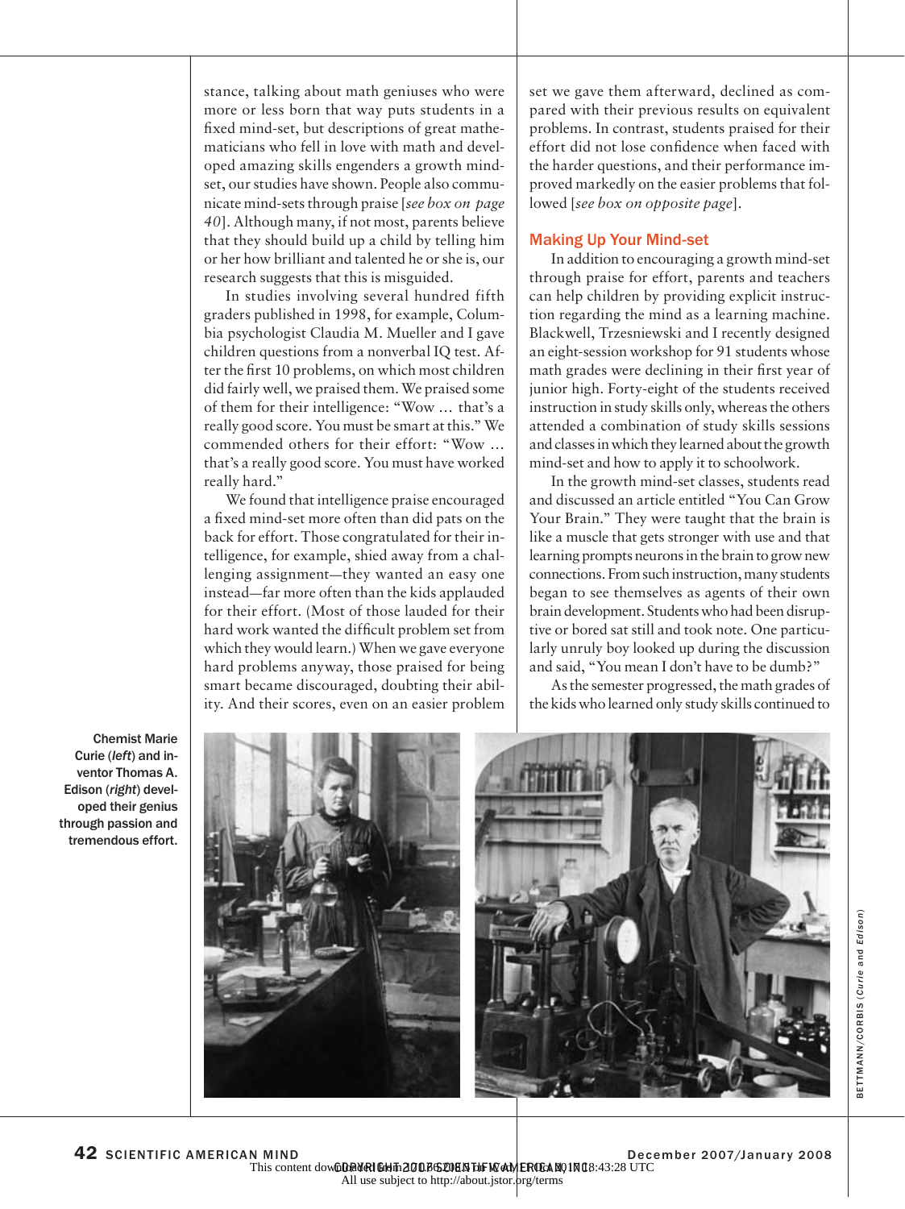stance, talking about math geniuses who were more or less born that way puts students in a fixed mind-set, but descriptions of great mathematicians who fell in love with math and developed amazing skills engenders a growth mind-set, our studies have shown. People also communicate mind-sets through praise [*see box on page 40*]. Although many, if not most, parents believe that they should build up a child by telling him or her how brilliant and talented he or she is, our research suggests that this is misguided.

In studies involving several hundred fifth graders published in 1998, for example, Columbia psychologist Claudia M. Mueller and I gave children questions from a nonverbal IQ test. After the first 10 problems, on which most children did fairly well, we praised them. We praised some of them for their intelligence: "Wow … that's a really good score. You must be smart at this." We commended others for their effort: "Wow … that's a really good score. You must have worked really hard."

We found that intelligence praise encouraged a fixed mind-set more often than did pats on the back for effort. Those congratulated for their intelligence, for example, shied away from a challenging assignment—they wanted an easy one instead—far more often than the kids applauded for their effort. (Most of those lauded for their hard work wanted the difficult problem set from which they would learn.) When we gave everyone hard problems anyway, those praised for being smart became discouraged, doubting their ability. And their scores, even on an easier problem set we gave them afterward, declined as compared with their previous results on equivalent problems. In contrast, students praised for their effort did not lose confidence when faced with the harder questions, and their performance improved markedly on the easier problems that followed [*see box on opposite page*].

## Making Up Your Mind-set

In addition to encouraging a growth mind-set through praise for effort, parents and teachers can help children by providing explicit instruction regarding the mind as a learning machine. Blackwell, Trzesniewski and I recently designed an eight-session workshop for 91 students whose math grades were declining in their first year of junior high. Forty-eight of the students received instruction in study skills only, whereas the others attended a combination of study skills sessions and classes in which they learned about the growth mind-set and how to apply it to schoolwork.

In the growth mind-set classes, students read and discussed an article entitled "You Can Grow Your Brain." They were taught that the brain is like a muscle that gets stronger with use and that learning prompts neurons in the brain to grow new connections. From such instruction, many students began to see themselves as agents of their own brain development. Students who had been disruptive or bored sat still and took note. One particularly unruly boy looked up during the discussion and said, "You mean I don't have to be dumb?"

As the semester progressed, the math grades of the kids who learned only study skills continued to

Chemist Marie Curie (*left*) and inventor Thomas A. Edison (*right*) developed their genius through passion and tremendous effort.

BETTMANN/CORBIS (*Curie* and *Edison*)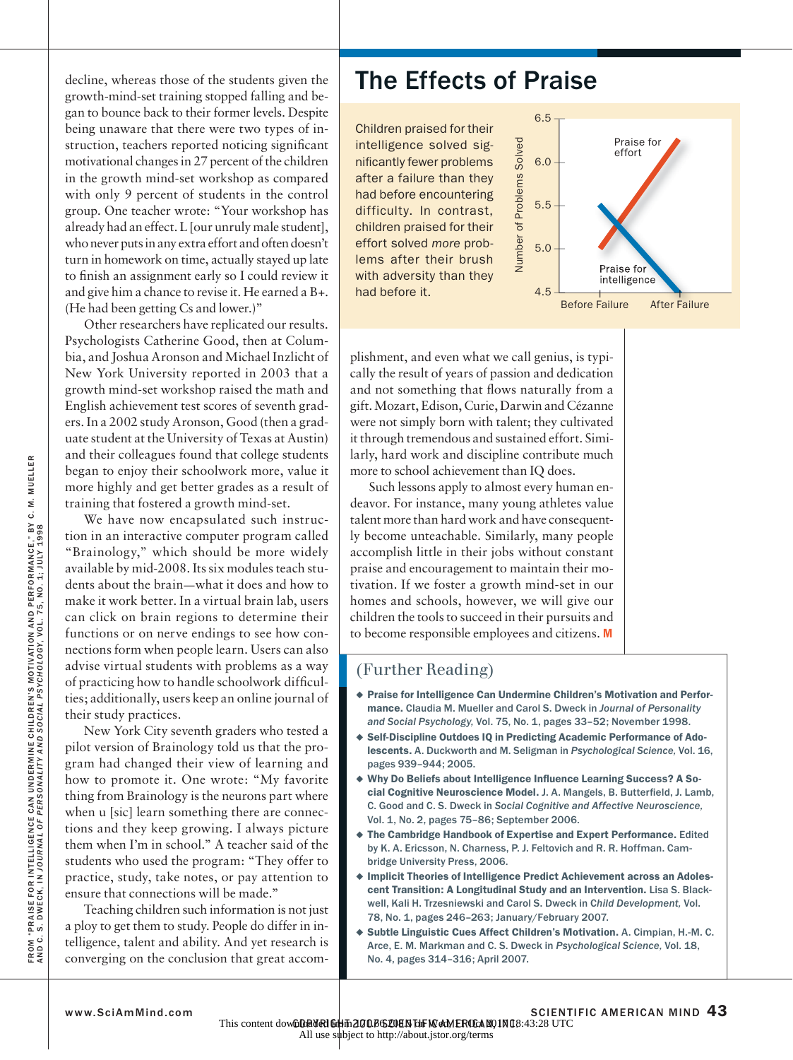decline, whereas those of the students given the growth-mind-set training stopped falling and began to bounce back to their former levels. Despite being unaware that there were two types of instruction, teachers reported noticing significant motivational changes in 27 percent of the children in the growth mind-set workshop as compared with only 9 percent of students in the control group. One teacher wrote: "Your workshop has already had an effect. L [our unruly male student], who never puts in any extra effort and often doesn't turn in homework on time, actually stayed up late to finish an assignment early so I could review it and give him a chance to revise it. He earned a B+. (He had been getting Cs and lower.)"

Other researchers have replicated our results. Psychologists Catherine Good, then at Columbia, and Joshua Aronson and Michael Inzlicht of New York University reported in 2003 that a growth mind-set workshop raised the math and English achievement test scores of seventh graders. In a 2002 study Aronson, Good (then a graduate student at the University of Texas at Austin) and their colleagues found that college students began to enjoy their schoolwork more, value it more highly and get better grades as a result of training that fostered a growth mind-set.

We have now encapsulated such instruction in an interactive computer program called "Brainology," which should be more widely available by mid-2008. Its six modules teach students about the brain—what it does and how to make it work better. In a virtual brain lab, users can click on brain regions to determine their functions or on nerve endings to see how connections form when people learn. Users can also advise virtual students with problems as a way of practicing how to handle schoolwork difficulties; additionally, users keep an online journal of their study practices.

New York City seventh graders who tested a pilot version of Brainology told us that the program had changed their view of learning and how to promote it. One wrote: "My favorite thing from Brainology is the neurons part where when u [sic] learn something there are connections and they keep growing. I always picture them when I'm in school." A teacher said of the students who used the program: "They offer to practice, study, take notes, or pay attention to ensure that connections will be made."

Teaching children such information is not just a ploy to get them to study. People do differ in intelligence, talent and ability. And yet research is converging on the conclusion that great accomplishment, and even what we call genius, is typically the result of years of passion and dedication and not something that flows naturally from a gift. Mozart, Edison, Curie, Darwin and Cézanne were not simply born with talent; they cultivated it through tremendous and sustained effort. Similarly, hard work and discipline contribute much more to school achievement than IQ does.

Such lessons apply to almost every human endeavor. For instance, many young athletes value talent more than hard work and have consequently become unteachable. Similarly, many people accomplish little in their jobs without constant praise and encouragement to maintain their motivation. If we foster a growth mind-set in our homes and schools, however, we will give our children the tools to succeed in their pursuits and to become responsible employees and citizens. **M**

## The Effects of Praise

Children praised for their intelligence solved significantly fewer problems after a failure than they had before encountering difficulty. In contrast, children praised for their effort solved *more* problems after their brush with adversity than they had before it.

Number of Problems Solved

6.5
6.0
5.5
5.0
4.5

Praise for effort

Praise for intelligence

Before Failure

After Failure

FROM "PRAISE FOR INTELLIGENCE CAN UNDERMINE CHILDREN'S MOTIVATION AND PERFORMANCE," BY C. M. MUELLER AND C. S. DWECK, IN *JOURNAL OF PERSONALITY AND SOCIAL PSYCHOLOGY*, VOL. 75, NO. 1; JULY 1998

## (Further Reading)

- **Praise for Intelligence Can Undermine Children's Motivation and Performance.** Claudia M. Mueller and Carol S. Dweck in *Journal of Personality and Social Psychology*, Vol. 75, No. 1, pages 33–52; November 1998.
- **Self-Discipline Outdoes IQ in Predicting Academic Performance of Adolescents.** A. Duckworth and M. Seligman in *Psychological Science*, Vol. 16, pages 939–944; 2005.
- **Why Do Beliefs about Intelligence Influence Learning Success? A Social Cognitive Neuroscience Model.** J. A. Mangels, B. Butterfield, J. Lamb, C. Good and C. S. Dweck in *Social Cognitive and Affective Neuroscience*, Vol. 1, No. 2, pages 75–86; September 2006.
- **The Cambridge Handbook of Expertise and Expert Performance.** Edited by K. A. Ericsson, N. Charness, P. J. Feltovich and R. R. Hoffman. Cambridge University Press, 2006.
- **Implicit Theories of Intelligence Predict Achievement across an Adolescent Transition: A Longitudinal Study and an Intervention.** Lisa S. Blackwell, Kali H. Trzesniewski and Carol S. Dweck in *Child Development*, Vol. 78, No. 1, pages 246–263; January/February 2007.
- **Subtle Linguistic Cues Affect Children's Motivation.** A. Cimpian, H.-M. C. Arce, E. M. Markman and C. S. Dweck in *Psychological Science*, Vol. 18, No. 4, pages 314–316; April 2007.